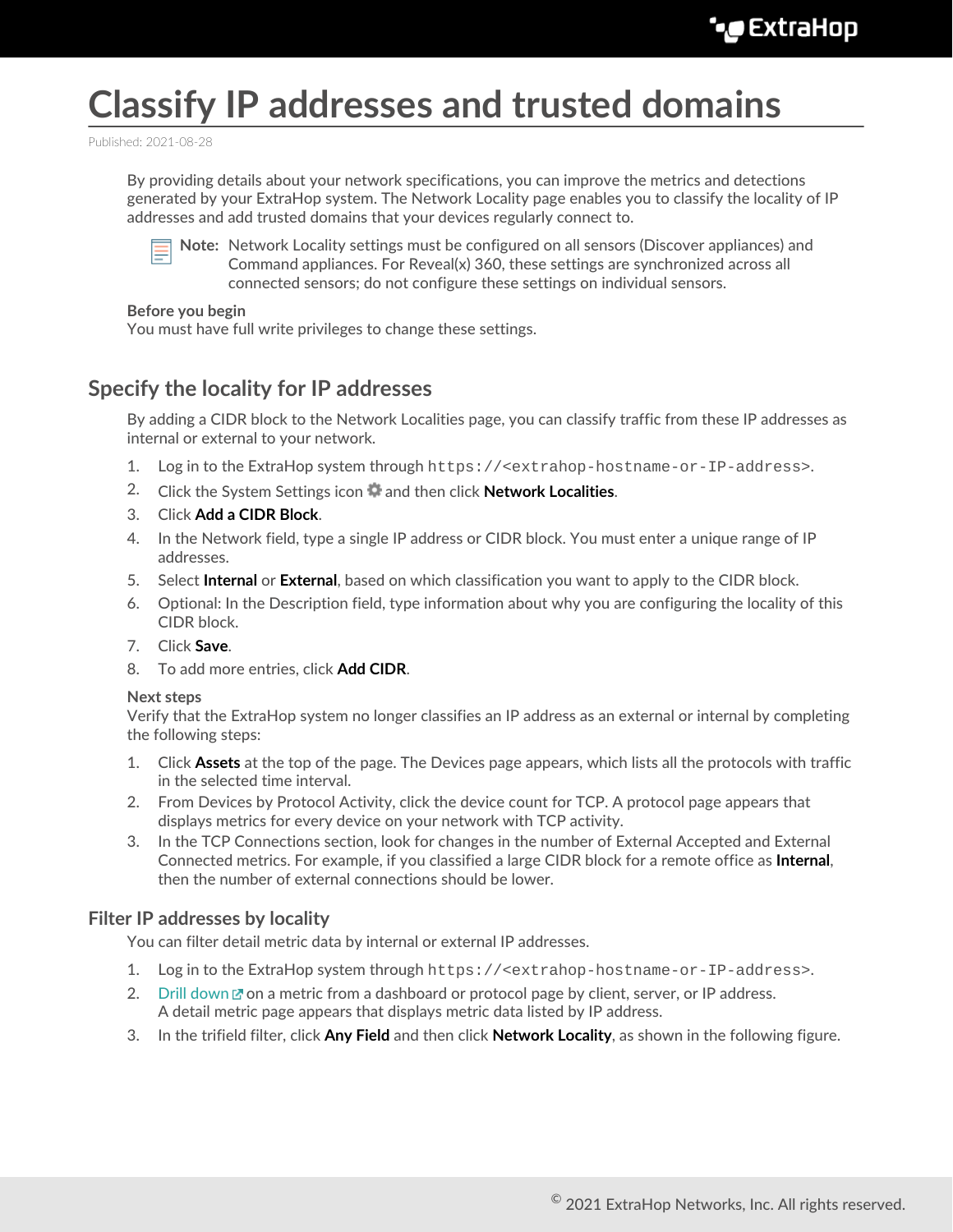# Classify IP addresses and trusted domains

Published: 2021-08-28

By providing details about your network specifications, you can improve the metrics and detections generated by your ExtraHop system. The Network Locality page enables you to classify the locality of IP addresses and add trusted domains that your devices regularly connect to.

**Note:** Network Locality settings must be configured on all sensors (Discover appliances) and Command appliances. For Reveal(x) 360, these settings are synchronized across all connected sensors; do not configure these settings on individual sensors.

**Before you begin**

You must have full write privileges to change these settings.

## Specify the locality for IP addresses

By adding a CIDR block to the Network Localities page, you can classify traffic from these IP addresses as internal or external to your network.

1. Log in to the ExtraHop system through `https://<extrahop-hostname-or-IP-address>`.
2. Click the System Settings icon and then click **Network Localities**.
3. Click **Add a CIDR Block**.
4. In the Network field, type a single IP address or CIDR block. You must enter a unique range of IP addresses.
5. Select **Internal** or **External**, based on which classification you want to apply to the CIDR block.
6. Optional: In the Description field, type information about why you are configuring the locality of this CIDR block.
7. Click **Save**.
8. To add more entries, click **Add CIDR**.

**Next steps**

Verify that the ExtraHop system no longer classifies an IP address as an external or internal by completing the following steps:

1. Click **Assets** at the top of the page. The Devices page appears, which lists all the protocols with traffic in the selected time interval.
2. From Devices by Protocol Activity, click the device count for TCP. A protocol page appears that displays metrics for every device on your network with TCP activity.
3. In the TCP Connections section, look for changes in the number of External Accepted and External Connected metrics. For example, if you classified a large CIDR block for a remote office as **Internal**, then the number of external connections should be lower.

### Filter IP addresses by locality

You can filter detail metric data by internal or external IP addresses.

1. Log in to the ExtraHop system through `https://<extrahop-hostname-or-IP-address>`.
2. Drill down on a metric from a dashboard or protocol page by client, server, or IP address. A detail metric page appears that displays metric data listed by IP address.
3. In the trifield filter, click **Any Field** and then click **Network Locality**, as shown in the following figure.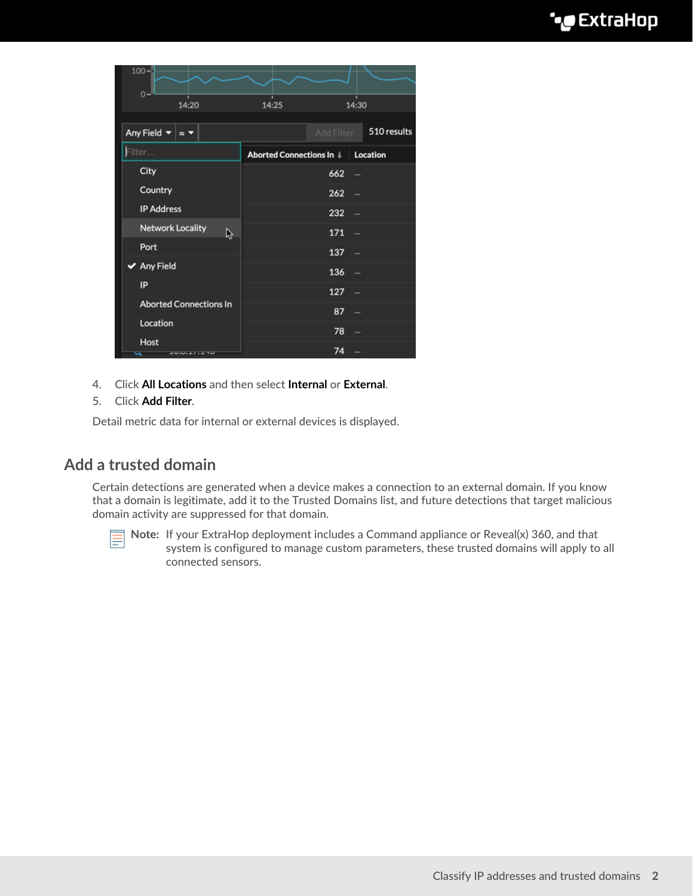4. Click **All Locations** and then select **Internal** or **External**.
5. Click **Add Filter**.

Detail metric data for internal or external devices is displayed.

## Add a trusted domain

Certain detections are generated when a device makes a connection to an external domain. If you know that a domain is legitimate, add it to the Trusted Domains list, and future detections that target malicious domain activity are suppressed for that domain.

> **Note:** If your ExtraHop deployment includes a Command appliance or Reveal(x) 360, and that system is configured to manage custom parameters, these trusted domains will apply to all connected sensors.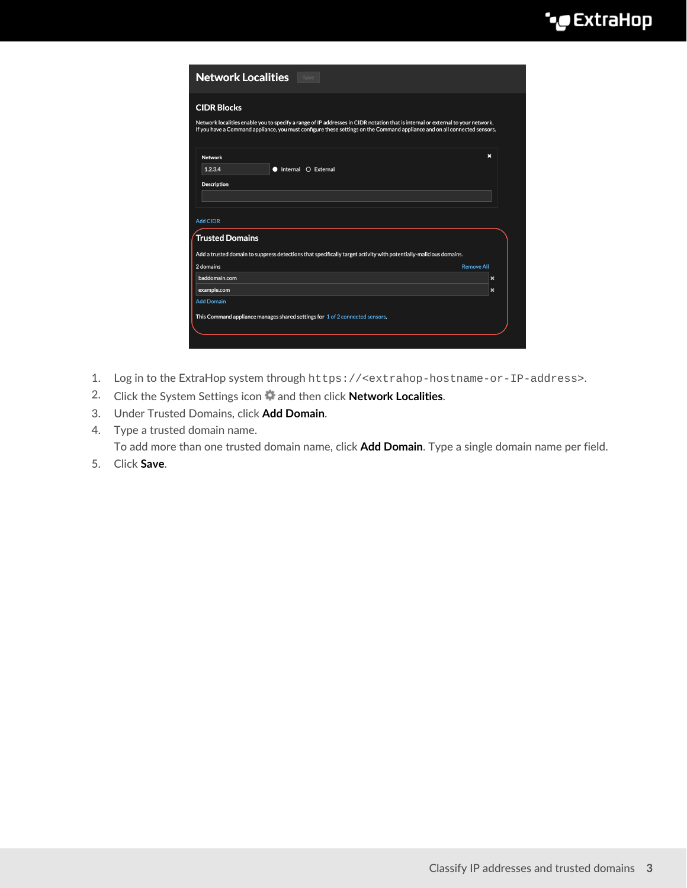1. Log in to the ExtraHop system through `https://<extrahop-hostname-or-IP-address>`.
2. Click the System Settings icon and then click **Network Localities**.
3. Under Trusted Domains, click **Add Domain**.
4. Type a trusted domain name.

   To add more than one trusted domain name, click **Add Domain**. Type a single domain name per field.
5. Click **Save**.